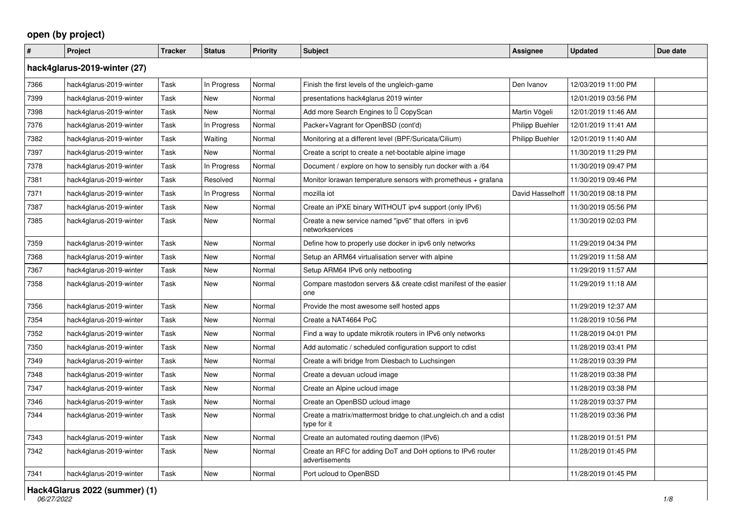# open (by project)

| # | Project | Tracker | Status | Priority | Subject | Assignee | Updated | Due date |
|---|---|---|---|---|---|---|---|---|
| **hack4glarus-2019-winter (27)** | | | | | | | | |
| 7366 | hack4glarus-2019-winter | Task | In Progress | Normal | Finish the first levels of the ungleich-game | Den Ivanov | 12/03/2019 11:00 PM | |
| 7399 | hack4glarus-2019-winter | Task | New | Normal | presentations hack4glarus 2019 winter | | 12/01/2019 03:56 PM | |
| 7398 | hack4glarus-2019-winter | Task | New | Normal | Add more Search Engines to  CopyScan | Martin Vögeli | 12/01/2019 11:46 AM | |
| 7376 | hack4glarus-2019-winter | Task | In Progress | Normal | Packer+Vagrant for OpenBSD (cont'd) | Philipp Buehler | 12/01/2019 11:41 AM | |
| 7382 | hack4glarus-2019-winter | Task | Waiting | Normal | Monitoring at a different level (BPF/Suricata/Cilium) | Philipp Buehler | 12/01/2019 11:40 AM | |
| 7397 | hack4glarus-2019-winter | Task | New | Normal | Create a script to create a net-bootable alpine image | | 11/30/2019 11:29 PM | |
| 7378 | hack4glarus-2019-winter | Task | In Progress | Normal | Document / explore on how to sensibly run docker with a /64 | | 11/30/2019 09:47 PM | |
| 7381 | hack4glarus-2019-winter | Task | Resolved | Normal | Monitor lorawan temperature sensors with prometheus + grafana | | 11/30/2019 09:46 PM | |
| 7371 | hack4glarus-2019-winter | Task | In Progress | Normal | mozilla iot | David Hasselhoff | 11/30/2019 08:18 PM | |
| 7387 | hack4glarus-2019-winter | Task | New | Normal | Create an iPXE binary WITHOUT ipv4 support (only IPv6) | | 11/30/2019 05:56 PM | |
| 7385 | hack4glarus-2019-winter | Task | New | Normal | Create a new service named "ipv6" that offers in ipv6 networkservices | | 11/30/2019 02:03 PM | |
| 7359 | hack4glarus-2019-winter | Task | New | Normal | Define how to properly use docker in ipv6 only networks | | 11/29/2019 04:34 PM | |
| 7368 | hack4glarus-2019-winter | Task | New | Normal | Setup an ARM64 virtualisation server with alpine | | 11/29/2019 11:58 AM | |
| 7367 | hack4glarus-2019-winter | Task | New | Normal | Setup ARM64 IPv6 only netbooting | | 11/29/2019 11:57 AM | |
| 7358 | hack4glarus-2019-winter | Task | New | Normal | Compare mastodon servers && create cdist manifest of the easier one | | 11/29/2019 11:18 AM | |
| 7356 | hack4glarus-2019-winter | Task | New | Normal | Provide the most awesome self hosted apps | | 11/29/2019 12:37 AM | |
| 7354 | hack4glarus-2019-winter | Task | New | Normal | Create a NAT4664 PoC | | 11/28/2019 10:56 PM | |
| 7352 | hack4glarus-2019-winter | Task | New | Normal | Find a way to update mikrotik routers in IPv6 only networks | | 11/28/2019 04:01 PM | |
| 7350 | hack4glarus-2019-winter | Task | New | Normal | Add automatic / scheduled configuration support to cdist | | 11/28/2019 03:41 PM | |
| 7349 | hack4glarus-2019-winter | Task | New | Normal | Create a wifi bridge from Diesbach to Luchsingen | | 11/28/2019 03:39 PM | |
| 7348 | hack4glarus-2019-winter | Task | New | Normal | Create a devuan ucloud image | | 11/28/2019 03:38 PM | |
| 7347 | hack4glarus-2019-winter | Task | New | Normal | Create an Alpine ucloud image | | 11/28/2019 03:38 PM | |
| 7346 | hack4glarus-2019-winter | Task | New | Normal | Create an OpenBSD ucloud image | | 11/28/2019 03:37 PM | |
| 7344 | hack4glarus-2019-winter | Task | New | Normal | Create a matrix/mattermost bridge to chat.ungleich.ch and a cdist type for it | | 11/28/2019 03:36 PM | |
| 7343 | hack4glarus-2019-winter | Task | New | Normal | Create an automated routing daemon (IPv6) | | 11/28/2019 01:51 PM | |
| 7342 | hack4glarus-2019-winter | Task | New | Normal | Create an RFC for adding DoT and DoH options to IPv6 router advertisements | | 11/28/2019 01:45 PM | |
| 7341 | hack4glarus-2019-winter | Task | New | Normal | Port ucloud to OpenBSD | | 11/28/2019 01:45 PM | |
| **Hack4Glarus 2022 (summer) (1)** | | | | | | | | |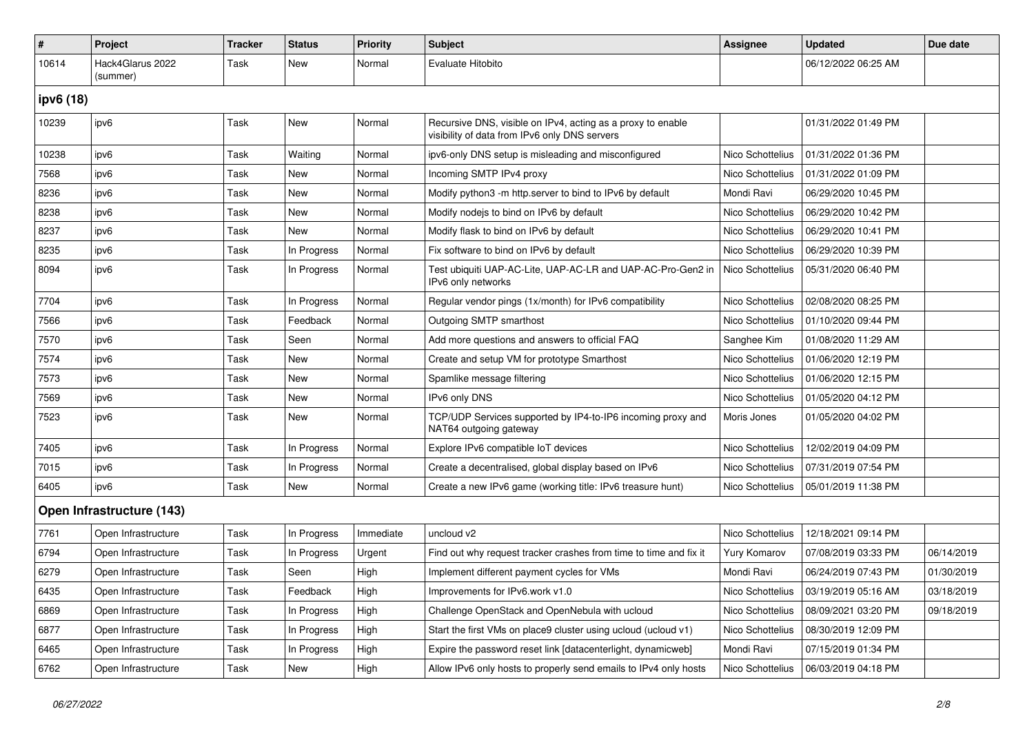| # | Project | Tracker | Status | Priority | Subject | Assignee | Updated | Due date |
|---|---|---|---|---|---|---|---|---|
| 10614 | Hack4Glarus 2022 (summer) | Task | New | Normal | Evaluate Hitobito | | 06/12/2022 06:25 AM | |
| **ipv6 (18)** | | | | | | | | |
| 10239 | ipv6 | Task | New | Normal | Recursive DNS, visible on IPv4, acting as a proxy to enable visibility of data from IPv6 only DNS servers | | 01/31/2022 01:49 PM | |
| 10238 | ipv6 | Task | Waiting | Normal | ipv6-only DNS setup is misleading and misconfigured | Nico Schottelius | 01/31/2022 01:36 PM | |
| 7568 | ipv6 | Task | New | Normal | Incoming SMTP IPv4 proxy | Nico Schottelius | 01/31/2022 01:09 PM | |
| 8236 | ipv6 | Task | New | Normal | Modify python3 -m http.server to bind to IPv6 by default | Mondi Ravi | 06/29/2020 10:45 PM | |
| 8238 | ipv6 | Task | New | Normal | Modify nodejs to bind on IPv6 by default | Nico Schottelius | 06/29/2020 10:42 PM | |
| 8237 | ipv6 | Task | New | Normal | Modify flask to bind on IPv6 by default | Nico Schottelius | 06/29/2020 10:41 PM | |
| 8235 | ipv6 | Task | In Progress | Normal | Fix software to bind on IPv6 by default | Nico Schottelius | 06/29/2020 10:39 PM | |
| 8094 | ipv6 | Task | In Progress | Normal | Test ubiquiti UAP-AC-Lite, UAP-AC-LR and UAP-AC-Pro-Gen2 in IPv6 only networks | Nico Schottelius | 05/31/2020 06:40 PM | |
| 7704 | ipv6 | Task | In Progress | Normal | Regular vendor pings (1x/month) for IPv6 compatibility | Nico Schottelius | 02/08/2020 08:25 PM | |
| 7566 | ipv6 | Task | Feedback | Normal | Outgoing SMTP smarthost | Nico Schottelius | 01/10/2020 09:44 PM | |
| 7570 | ipv6 | Task | Seen | Normal | Add more questions and answers to official FAQ | Sanghee Kim | 01/08/2020 11:29 AM | |
| 7574 | ipv6 | Task | New | Normal | Create and setup VM for prototype Smarthost | Nico Schottelius | 01/06/2020 12:19 PM | |
| 7573 | ipv6 | Task | New | Normal | Spamlike message filtering | Nico Schottelius | 01/06/2020 12:15 PM | |
| 7569 | ipv6 | Task | New | Normal | IPv6 only DNS | Nico Schottelius | 01/05/2020 04:12 PM | |
| 7523 | ipv6 | Task | New | Normal | TCP/UDP Services supported by IP4-to-IP6 incoming proxy and NAT64 outgoing gateway | Moris Jones | 01/05/2020 04:02 PM | |
| 7405 | ipv6 | Task | In Progress | Normal | Explore IPv6 compatible IoT devices | Nico Schottelius | 12/02/2019 04:09 PM | |
| 7015 | ipv6 | Task | In Progress | Normal | Create a decentralised, global display based on IPv6 | Nico Schottelius | 07/31/2019 07:54 PM | |
| 6405 | ipv6 | Task | New | Normal | Create a new IPv6 game (working title: IPv6 treasure hunt) | Nico Schottelius | 05/01/2019 11:38 PM | |
| **Open Infrastructure (143)** | | | | | | | | |
| 7761 | Open Infrastructure | Task | In Progress | Immediate | uncloud v2 | Nico Schottelius | 12/18/2021 09:14 PM | |
| 6794 | Open Infrastructure | Task | In Progress | Urgent | Find out why request tracker crashes from time to time and fix it | Yury Komarov | 07/08/2019 03:33 PM | 06/14/2019 |
| 6279 | Open Infrastructure | Task | Seen | High | Implement different payment cycles for VMs | Mondi Ravi | 06/24/2019 07:43 PM | 01/30/2019 |
| 6435 | Open Infrastructure | Task | Feedback | High | Improvements for IPv6.work v1.0 | Nico Schottelius | 03/19/2019 05:16 AM | 03/18/2019 |
| 6869 | Open Infrastructure | Task | In Progress | High | Challenge OpenStack and OpenNebula with ucloud | Nico Schottelius | 08/09/2021 03:20 PM | 09/18/2019 |
| 6877 | Open Infrastructure | Task | In Progress | High | Start the first VMs on place9 cluster using ucloud (ucloud v1) | Nico Schottelius | 08/30/2019 12:09 PM | |
| 6465 | Open Infrastructure | Task | In Progress | High | Expire the password reset link [datacenterlight, dynamicweb] | Mondi Ravi | 07/15/2019 01:34 PM | |
| 6762 | Open Infrastructure | Task | New | High | Allow IPv6 only hosts to properly send emails to IPv4 only hosts | Nico Schottelius | 06/03/2019 04:18 PM | |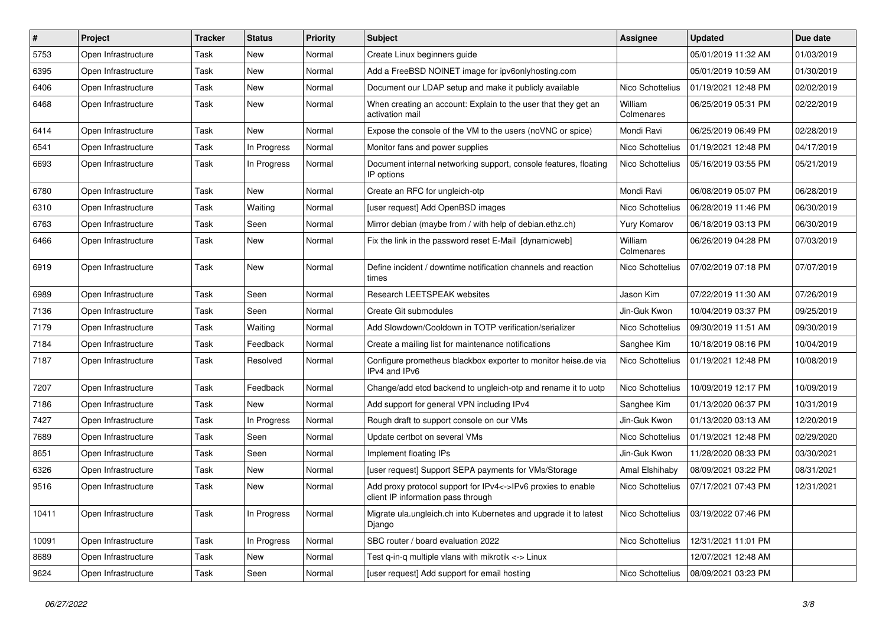| # | Project | Tracker | Status | Priority | Subject | Assignee | Updated | Due date |
|---|---|---|---|---|---|---|---|---|
| 5753 | Open Infrastructure | Task | New | Normal | Create Linux beginners guide | | 05/01/2019 11:32 AM | 01/03/2019 |
| 6395 | Open Infrastructure | Task | New | Normal | Add a FreeBSD NOINET image for ipv6onlyhosting.com | | 05/01/2019 10:59 AM | 01/30/2019 |
| 6406 | Open Infrastructure | Task | New | Normal | Document our LDAP setup and make it publicly available | Nico Schottelius | 01/19/2021 12:48 PM | 02/02/2019 |
| 6468 | Open Infrastructure | Task | New | Normal | When creating an account: Explain to the user that they get an activation mail | William Colmenares | 06/25/2019 05:31 PM | 02/22/2019 |
| 6414 | Open Infrastructure | Task | New | Normal | Expose the console of the VM to the users (noVNC or spice) | Mondi Ravi | 06/25/2019 06:49 PM | 02/28/2019 |
| 6541 | Open Infrastructure | Task | In Progress | Normal | Monitor fans and power supplies | Nico Schottelius | 01/19/2021 12:48 PM | 04/17/2019 |
| 6693 | Open Infrastructure | Task | In Progress | Normal | Document internal networking support, console features, floating IP options | Nico Schottelius | 05/16/2019 03:55 PM | 05/21/2019 |
| 6780 | Open Infrastructure | Task | New | Normal | Create an RFC for ungleich-otp | Mondi Ravi | 06/08/2019 05:07 PM | 06/28/2019 |
| 6310 | Open Infrastructure | Task | Waiting | Normal | [user request] Add OpenBSD images | Nico Schottelius | 06/28/2019 11:46 PM | 06/30/2019 |
| 6763 | Open Infrastructure | Task | Seen | Normal | Mirror debian (maybe from / with help of debian.ethz.ch) | Yury Komarov | 06/18/2019 03:13 PM | 06/30/2019 |
| 6466 | Open Infrastructure | Task | New | Normal | Fix the link in the password reset E-Mail [dynamicweb] | William Colmenares | 06/26/2019 04:28 PM | 07/03/2019 |
| 6919 | Open Infrastructure | Task | New | Normal | Define incident / downtime notification channels and reaction times | Nico Schottelius | 07/02/2019 07:18 PM | 07/07/2019 |
| 6989 | Open Infrastructure | Task | Seen | Normal | Research LEETSPEAK websites | Jason Kim | 07/22/2019 11:30 AM | 07/26/2019 |
| 7136 | Open Infrastructure | Task | Seen | Normal | Create Git submodules | Jin-Guk Kwon | 10/04/2019 03:37 PM | 09/25/2019 |
| 7179 | Open Infrastructure | Task | Waiting | Normal | Add Slowdown/Cooldown in TOTP verification/serializer | Nico Schottelius | 09/30/2019 11:51 AM | 09/30/2019 |
| 7184 | Open Infrastructure | Task | Feedback | Normal | Create a mailing list for maintenance notifications | Sanghee Kim | 10/18/2019 08:16 PM | 10/04/2019 |
| 7187 | Open Infrastructure | Task | Resolved | Normal | Configure prometheus blackbox exporter to monitor heise.de via IPv4 and IPv6 | Nico Schottelius | 01/19/2021 12:48 PM | 10/08/2019 |
| 7207 | Open Infrastructure | Task | Feedback | Normal | Change/add etcd backend to ungleich-otp and rename it to uotp | Nico Schottelius | 10/09/2019 12:17 PM | 10/09/2019 |
| 7186 | Open Infrastructure | Task | New | Normal | Add support for general VPN including IPv4 | Sanghee Kim | 01/13/2020 06:37 PM | 10/31/2019 |
| 7427 | Open Infrastructure | Task | In Progress | Normal | Rough draft to support console on our VMs | Jin-Guk Kwon | 01/13/2020 03:13 AM | 12/20/2019 |
| 7689 | Open Infrastructure | Task | Seen | Normal | Update certbot on several VMs | Nico Schottelius | 01/19/2021 12:48 PM | 02/29/2020 |
| 8651 | Open Infrastructure | Task | Seen | Normal | Implement floating IPs | Jin-Guk Kwon | 11/28/2020 08:33 PM | 03/30/2021 |
| 6326 | Open Infrastructure | Task | New | Normal | [user request] Support SEPA payments for VMs/Storage | Amal Elshihaby | 08/09/2021 03:22 PM | 08/31/2021 |
| 9516 | Open Infrastructure | Task | New | Normal | Add proxy protocol support for IPv4<->IPv6 proxies to enable client IP information pass through | Nico Schottelius | 07/17/2021 07:43 PM | 12/31/2021 |
| 10411 | Open Infrastructure | Task | In Progress | Normal | Migrate ula.ungleich.ch into Kubernetes and upgrade it to latest Django | Nico Schottelius | 03/19/2022 07:46 PM | |
| 10091 | Open Infrastructure | Task | In Progress | Normal | SBC router / board evaluation 2022 | Nico Schottelius | 12/31/2021 11:01 PM | |
| 8689 | Open Infrastructure | Task | New | Normal | Test q-in-q multiple vlans with mikrotik <-> Linux | | 12/07/2021 12:48 AM | |
| 9624 | Open Infrastructure | Task | Seen | Normal | [user request] Add support for email hosting | Nico Schottelius | 08/09/2021 03:23 PM | |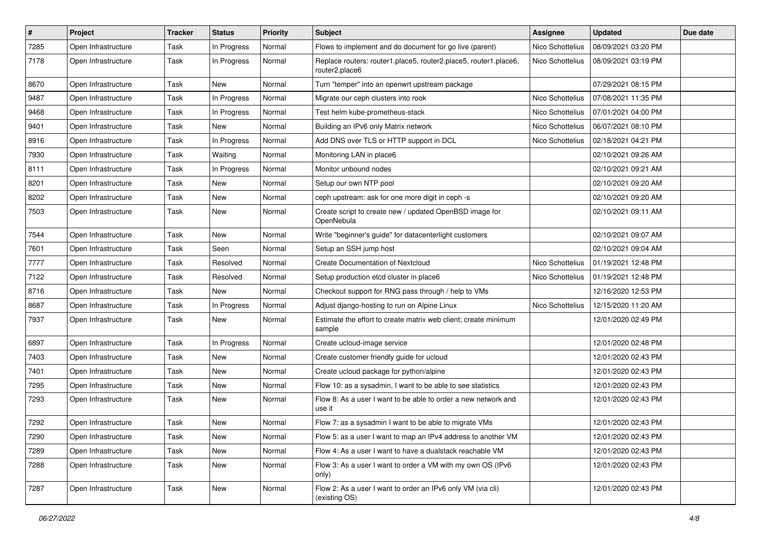| # | Project | Tracker | Status | Priority | Subject | Assignee | Updated | Due date |
|---|---|---|---|---|---|---|---|---|
| 7285 | Open Infrastructure | Task | In Progress | Normal | Flows to implement and do document for go live (parent) | Nico Schottelius | 08/09/2021 03:20 PM | |
| 7178 | Open Infrastructure | Task | In Progress | Normal | Replace routers: router1.place5, router2.place5, router1.place6, router2.place6 | Nico Schottelius | 08/09/2021 03:19 PM | |
| 8670 | Open Infrastructure | Task | New | Normal | Turn "temper" into an openwrt upstream package | | 07/29/2021 08:15 PM | |
| 9487 | Open Infrastructure | Task | In Progress | Normal | Migrate our ceph clusters into rook | Nico Schottelius | 07/08/2021 11:35 PM | |
| 9468 | Open Infrastructure | Task | In Progress | Normal | Test helm kube-prometheus-stack | Nico Schottelius | 07/01/2021 04:00 PM | |
| 9401 | Open Infrastructure | Task | New | Normal | Building an IPv6 only Matrix network | Nico Schottelius | 06/07/2021 08:10 PM | |
| 8916 | Open Infrastructure | Task | In Progress | Normal | Add DNS over TLS or HTTP support in DCL | Nico Schottelius | 02/18/2021 04:21 PM | |
| 7930 | Open Infrastructure | Task | Waiting | Normal | Monitoring LAN in place6 | | 02/10/2021 09:26 AM | |
| 8111 | Open Infrastructure | Task | In Progress | Normal | Monitor unbound nodes | | 02/10/2021 09:21 AM | |
| 8201 | Open Infrastructure | Task | New | Normal | Setup our own NTP pool | | 02/10/2021 09:20 AM | |
| 8202 | Open Infrastructure | Task | New | Normal | ceph upstream: ask for one more digit in ceph -s | | 02/10/2021 09:20 AM | |
| 7503 | Open Infrastructure | Task | New | Normal | Create script to create new / updated OpenBSD image for OpenNebula | | 02/10/2021 09:11 AM | |
| 7544 | Open Infrastructure | Task | New | Normal | Write "beginner's guide" for datacenterlight customers | | 02/10/2021 09:07 AM | |
| 7601 | Open Infrastructure | Task | Seen | Normal | Setup an SSH jump host | | 02/10/2021 09:04 AM | |
| 7777 | Open Infrastructure | Task | Resolved | Normal | Create Documentation of Nextcloud | Nico Schottelius | 01/19/2021 12:48 PM | |
| 7122 | Open Infrastructure | Task | Resolved | Normal | Setup production etcd cluster in place6 | Nico Schottelius | 01/19/2021 12:48 PM | |
| 8716 | Open Infrastructure | Task | New | Normal | Checkout support for RNG pass through / help to VMs | | 12/16/2020 12:53 PM | |
| 8687 | Open Infrastructure | Task | In Progress | Normal | Adjust django-hosting to run on Alpine Linux | Nico Schottelius | 12/15/2020 11:20 AM | |
| 7937 | Open Infrastructure | Task | New | Normal | Estimate the effort to create matrix web client; create minimum sample | | 12/01/2020 02:49 PM | |
| 6897 | Open Infrastructure | Task | In Progress | Normal | Create ucloud-image service | | 12/01/2020 02:48 PM | |
| 7403 | Open Infrastructure | Task | New | Normal | Create customer friendly guide for ucloud | | 12/01/2020 02:43 PM | |
| 7401 | Open Infrastructure | Task | New | Normal | Create ucloud package for python/alpine | | 12/01/2020 02:43 PM | |
| 7295 | Open Infrastructure | Task | New | Normal | Flow 10: as a sysadmin, I want to be able to see statistics | | 12/01/2020 02:43 PM | |
| 7293 | Open Infrastructure | Task | New | Normal | Flow 8: As a user I want to be able to order a new network and use it | | 12/01/2020 02:43 PM | |
| 7292 | Open Infrastructure | Task | New | Normal | Flow 7: as a sysadmin I want to be able to migrate VMs | | 12/01/2020 02:43 PM | |
| 7290 | Open Infrastructure | Task | New | Normal | Flow 5: as a user I want to map an IPv4 address to another VM | | 12/01/2020 02:43 PM | |
| 7289 | Open Infrastructure | Task | New | Normal | Flow 4: As a user I want to have a dualstack reachable VM | | 12/01/2020 02:43 PM | |
| 7288 | Open Infrastructure | Task | New | Normal | Flow 3: As a user I want to order a VM with my own OS (IPv6 only) | | 12/01/2020 02:43 PM | |
| 7287 | Open Infrastructure | Task | New | Normal | Flow 2: As a user I want to order an IPv6 only VM (via cli) (existing OS) | | 12/01/2020 02:43 PM | |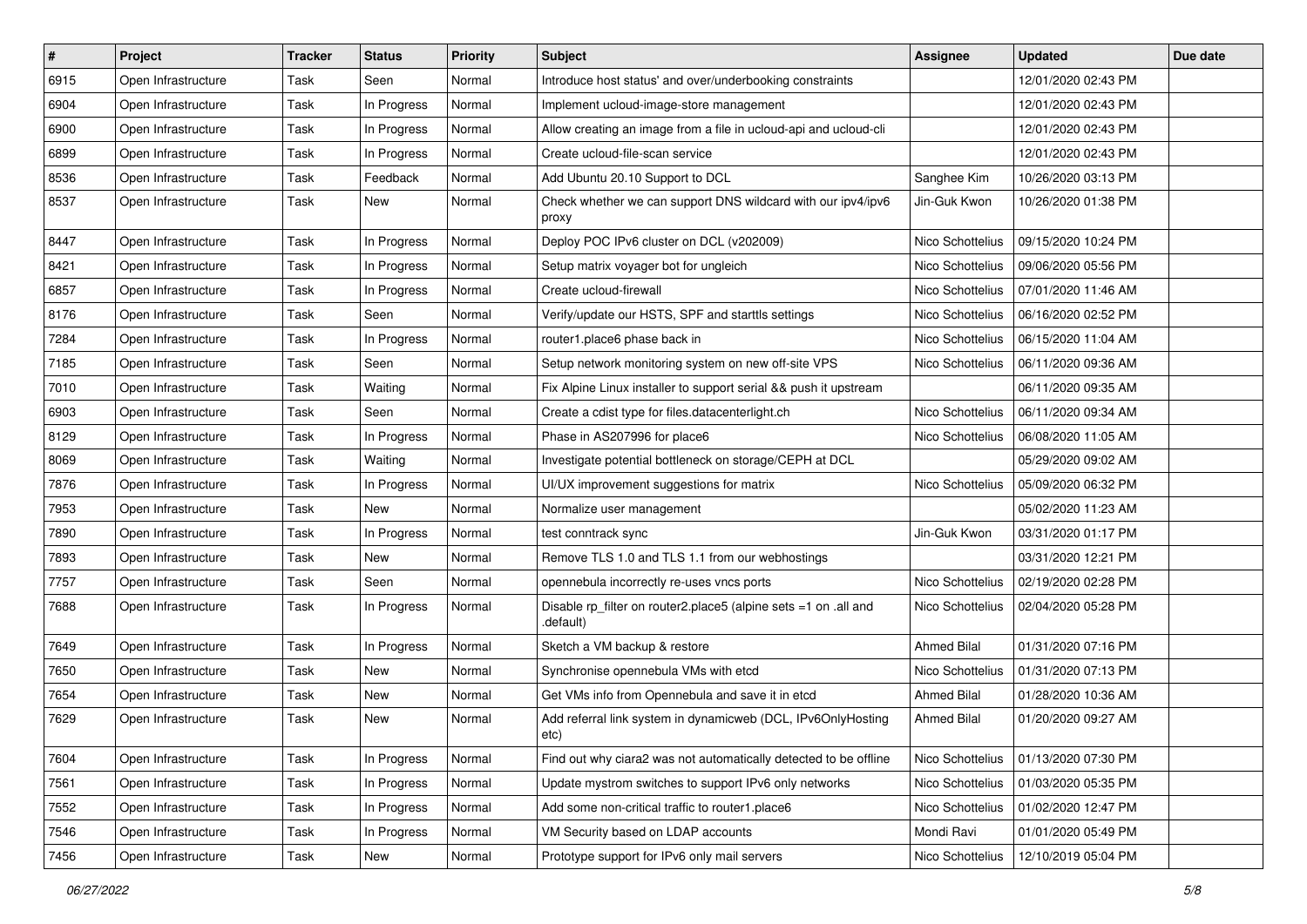| # | Project | Tracker | Status | Priority | Subject | Assignee | Updated | Due date |
|---|---|---|---|---|---|---|---|---|
| 6915 | Open Infrastructure | Task | Seen | Normal | Introduce host status' and over/underbooking constraints | | 12/01/2020 02:43 PM | |
| 6904 | Open Infrastructure | Task | In Progress | Normal | Implement ucloud-image-store management | | 12/01/2020 02:43 PM | |
| 6900 | Open Infrastructure | Task | In Progress | Normal | Allow creating an image from a file in ucloud-api and ucloud-cli | | 12/01/2020 02:43 PM | |
| 6899 | Open Infrastructure | Task | In Progress | Normal | Create ucloud-file-scan service | | 12/01/2020 02:43 PM | |
| 8536 | Open Infrastructure | Task | Feedback | Normal | Add Ubuntu 20.10 Support to DCL | Sanghee Kim | 10/26/2020 03:13 PM | |
| 8537 | Open Infrastructure | Task | New | Normal | Check whether we can support DNS wildcard with our ipv4/ipv6 proxy | Jin-Guk Kwon | 10/26/2020 01:38 PM | |
| 8447 | Open Infrastructure | Task | In Progress | Normal | Deploy POC IPv6 cluster on DCL (v202009) | Nico Schottelius | 09/15/2020 10:24 PM | |
| 8421 | Open Infrastructure | Task | In Progress | Normal | Setup matrix voyager bot for ungleich | Nico Schottelius | 09/06/2020 05:56 PM | |
| 6857 | Open Infrastructure | Task | In Progress | Normal | Create ucloud-firewall | Nico Schottelius | 07/01/2020 11:46 AM | |
| 8176 | Open Infrastructure | Task | Seen | Normal | Verify/update our HSTS, SPF and starttls settings | Nico Schottelius | 06/16/2020 02:52 PM | |
| 7284 | Open Infrastructure | Task | In Progress | Normal | router1.place6 phase back in | Nico Schottelius | 06/15/2020 11:04 AM | |
| 7185 | Open Infrastructure | Task | Seen | Normal | Setup network monitoring system on new off-site VPS | Nico Schottelius | 06/11/2020 09:36 AM | |
| 7010 | Open Infrastructure | Task | Waiting | Normal | Fix Alpine Linux installer to support serial && push it upstream | | 06/11/2020 09:35 AM | |
| 6903 | Open Infrastructure | Task | Seen | Normal | Create a cdist type for files.datacenterlight.ch | Nico Schottelius | 06/11/2020 09:34 AM | |
| 8129 | Open Infrastructure | Task | In Progress | Normal | Phase in AS207996 for place6 | Nico Schottelius | 06/08/2020 11:05 AM | |
| 8069 | Open Infrastructure | Task | Waiting | Normal | Investigate potential bottleneck on storage/CEPH at DCL | | 05/29/2020 09:02 AM | |
| 7876 | Open Infrastructure | Task | In Progress | Normal | UI/UX improvement suggestions for matrix | Nico Schottelius | 05/09/2020 06:32 PM | |
| 7953 | Open Infrastructure | Task | New | Normal | Normalize user management | | 05/02/2020 11:23 AM | |
| 7890 | Open Infrastructure | Task | In Progress | Normal | test conntrack sync | Jin-Guk Kwon | 03/31/2020 01:17 PM | |
| 7893 | Open Infrastructure | Task | New | Normal | Remove TLS 1.0 and TLS 1.1 from our webhostings | | 03/31/2020 12:21 PM | |
| 7757 | Open Infrastructure | Task | Seen | Normal | opennebula incorrectly re-uses vncs ports | Nico Schottelius | 02/19/2020 02:28 PM | |
| 7688 | Open Infrastructure | Task | In Progress | Normal | Disable rp_filter on router2.place5 (alpine sets =1 on .all and .default) | Nico Schottelius | 02/04/2020 05:28 PM | |
| 7649 | Open Infrastructure | Task | In Progress | Normal | Sketch a VM backup & restore | Ahmed Bilal | 01/31/2020 07:16 PM | |
| 7650 | Open Infrastructure | Task | New | Normal | Synchronise opennebula VMs with etcd | Nico Schottelius | 01/31/2020 07:13 PM | |
| 7654 | Open Infrastructure | Task | New | Normal | Get VMs info from Opennebula and save it in etcd | Ahmed Bilal | 01/28/2020 10:36 AM | |
| 7629 | Open Infrastructure | Task | New | Normal | Add referral link system in dynamicweb (DCL, IPv6OnlyHosting etc) | Ahmed Bilal | 01/20/2020 09:27 AM | |
| 7604 | Open Infrastructure | Task | In Progress | Normal | Find out why ciara2 was not automatically detected to be offline | Nico Schottelius | 01/13/2020 07:30 PM | |
| 7561 | Open Infrastructure | Task | In Progress | Normal | Update mystrom switches to support IPv6 only networks | Nico Schottelius | 01/03/2020 05:35 PM | |
| 7552 | Open Infrastructure | Task | In Progress | Normal | Add some non-critical traffic to router1.place6 | Nico Schottelius | 01/02/2020 12:47 PM | |
| 7546 | Open Infrastructure | Task | In Progress | Normal | VM Security based on LDAP accounts | Mondi Ravi | 01/01/2020 05:49 PM | |
| 7456 | Open Infrastructure | Task | New | Normal | Prototype support for IPv6 only mail servers | Nico Schottelius | 12/10/2019 05:04 PM | |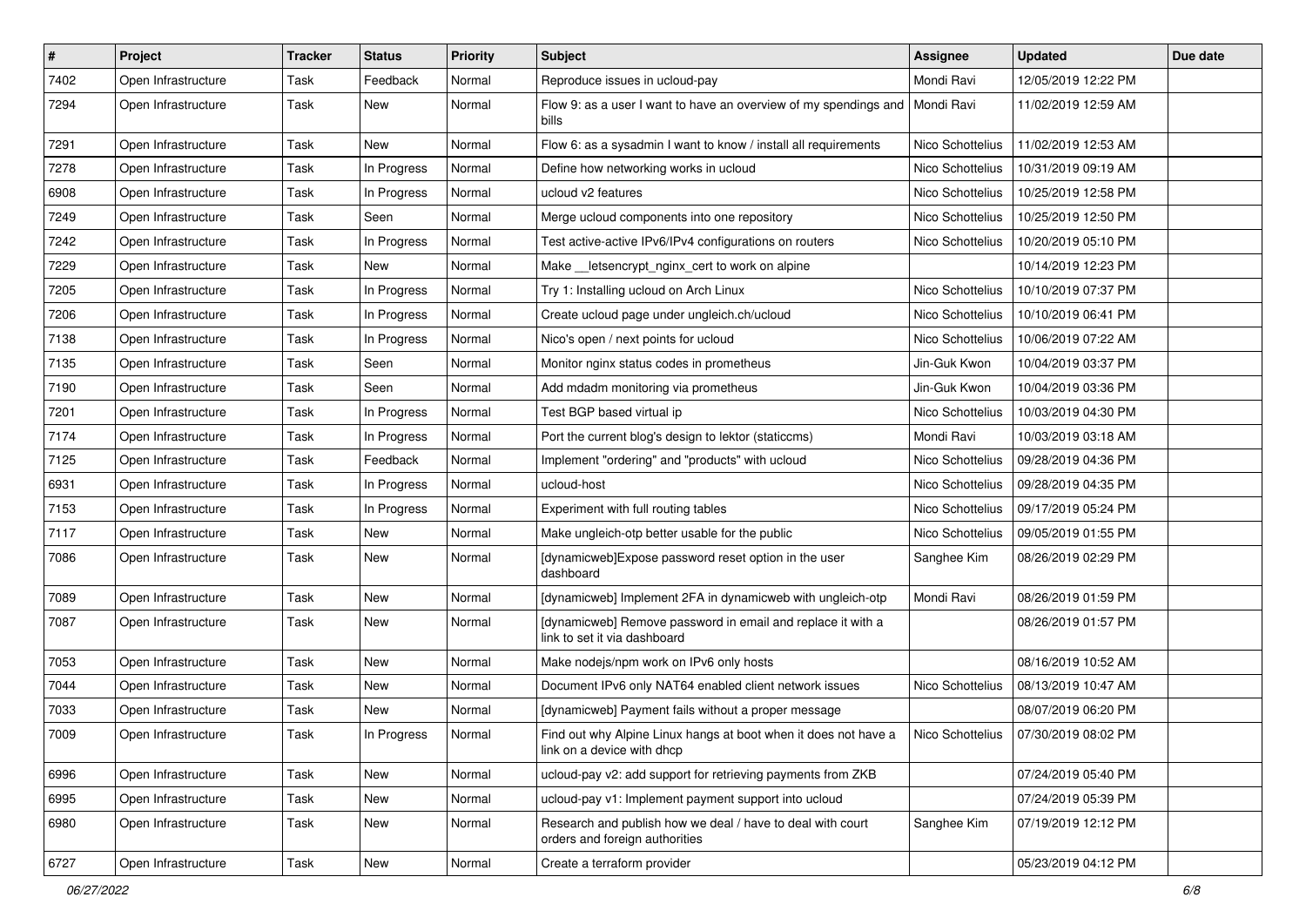| # | Project | Tracker | Status | Priority | Subject | Assignee | Updated | Due date |
|---|---|---|---|---|---|---|---|---|
| 7402 | Open Infrastructure | Task | Feedback | Normal | Reproduce issues in ucloud-pay | Mondi Ravi | 12/05/2019 12:22 PM | |
| 7294 | Open Infrastructure | Task | New | Normal | Flow 9: as a user I want to have an overview of my spendings and bills | Mondi Ravi | 11/02/2019 12:59 AM | |
| 7291 | Open Infrastructure | Task | New | Normal | Flow 6: as a sysadmin I want to know / install all requirements | Nico Schottelius | 11/02/2019 12:53 AM | |
| 7278 | Open Infrastructure | Task | In Progress | Normal | Define how networking works in ucloud | Nico Schottelius | 10/31/2019 09:19 AM | |
| 6908 | Open Infrastructure | Task | In Progress | Normal | ucloud v2 features | Nico Schottelius | 10/25/2019 12:58 PM | |
| 7249 | Open Infrastructure | Task | Seen | Normal | Merge ucloud components into one repository | Nico Schottelius | 10/25/2019 12:50 PM | |
| 7242 | Open Infrastructure | Task | In Progress | Normal | Test active-active IPv6/IPv4 configurations on routers | Nico Schottelius | 10/20/2019 05:10 PM | |
| 7229 | Open Infrastructure | Task | New | Normal | Make __letsencrypt_nginx_cert to work on alpine | | 10/14/2019 12:23 PM | |
| 7205 | Open Infrastructure | Task | In Progress | Normal | Try 1: Installing ucloud on Arch Linux | Nico Schottelius | 10/10/2019 07:37 PM | |
| 7206 | Open Infrastructure | Task | In Progress | Normal | Create ucloud page under ungleich.ch/ucloud | Nico Schottelius | 10/10/2019 06:41 PM | |
| 7138 | Open Infrastructure | Task | In Progress | Normal | Nico's open / next points for ucloud | Nico Schottelius | 10/06/2019 07:22 AM | |
| 7135 | Open Infrastructure | Task | Seen | Normal | Monitor nginx status codes in prometheus | Jin-Guk Kwon | 10/04/2019 03:37 PM | |
| 7190 | Open Infrastructure | Task | Seen | Normal | Add mdadm monitoring via prometheus | Jin-Guk Kwon | 10/04/2019 03:36 PM | |
| 7201 | Open Infrastructure | Task | In Progress | Normal | Test BGP based virtual ip | Nico Schottelius | 10/03/2019 04:30 PM | |
| 7174 | Open Infrastructure | Task | In Progress | Normal | Port the current blog's design to lektor (staticcms) | Mondi Ravi | 10/03/2019 03:18 AM | |
| 7125 | Open Infrastructure | Task | Feedback | Normal | Implement "ordering" and "products" with ucloud | Nico Schottelius | 09/28/2019 04:36 PM | |
| 6931 | Open Infrastructure | Task | In Progress | Normal | ucloud-host | Nico Schottelius | 09/28/2019 04:35 PM | |
| 7153 | Open Infrastructure | Task | In Progress | Normal | Experiment with full routing tables | Nico Schottelius | 09/17/2019 05:24 PM | |
| 7117 | Open Infrastructure | Task | New | Normal | Make ungleich-otp better usable for the public | Nico Schottelius | 09/05/2019 01:55 PM | |
| 7086 | Open Infrastructure | Task | New | Normal | [dynamicweb]Expose password reset option in the user dashboard | Sanghee Kim | 08/26/2019 02:29 PM | |
| 7089 | Open Infrastructure | Task | New | Normal | [dynamicweb] Implement 2FA in dynamicweb with ungleich-otp | Mondi Ravi | 08/26/2019 01:59 PM | |
| 7087 | Open Infrastructure | Task | New | Normal | [dynamicweb] Remove password in email and replace it with a link to set it via dashboard | | 08/26/2019 01:57 PM | |
| 7053 | Open Infrastructure | Task | New | Normal | Make nodejs/npm work on IPv6 only hosts | | 08/16/2019 10:52 AM | |
| 7044 | Open Infrastructure | Task | New | Normal | Document IPv6 only NAT64 enabled client network issues | Nico Schottelius | 08/13/2019 10:47 AM | |
| 7033 | Open Infrastructure | Task | New | Normal | [dynamicweb] Payment fails without a proper message | | 08/07/2019 06:20 PM | |
| 7009 | Open Infrastructure | Task | In Progress | Normal | Find out why Alpine Linux hangs at boot when it does not have a link on a device with dhcp | Nico Schottelius | 07/30/2019 08:02 PM | |
| 6996 | Open Infrastructure | Task | New | Normal | ucloud-pay v2: add support for retrieving payments from ZKB | | 07/24/2019 05:40 PM | |
| 6995 | Open Infrastructure | Task | New | Normal | ucloud-pay v1: Implement payment support into ucloud | | 07/24/2019 05:39 PM | |
| 6980 | Open Infrastructure | Task | New | Normal | Research and publish how we deal / have to deal with court orders and foreign authorities | Sanghee Kim | 07/19/2019 12:12 PM | |
| 6727 | Open Infrastructure | Task | New | Normal | Create a terraform provider | | 05/23/2019 04:12 PM | |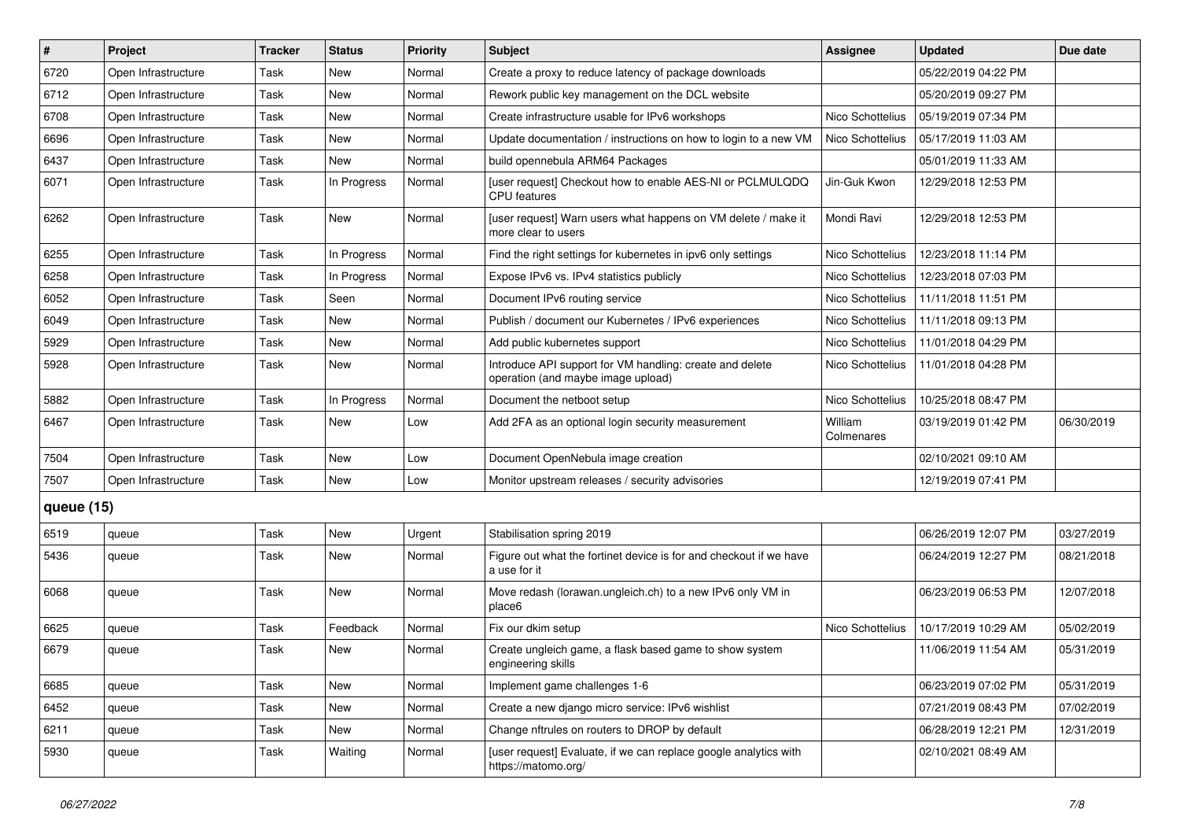| # | Project | Tracker | Status | Priority | Subject | Assignee | Updated | Due date |
|---|---|---|---|---|---|---|---|---|
| 6720 | Open Infrastructure | Task | New | Normal | Create a proxy to reduce latency of package downloads | | 05/22/2019 04:22 PM | |
| 6712 | Open Infrastructure | Task | New | Normal | Rework public key management on the DCL website | | 05/20/2019 09:27 PM | |
| 6708 | Open Infrastructure | Task | New | Normal | Create infrastructure usable for IPv6 workshops | Nico Schottelius | 05/19/2019 07:34 PM | |
| 6696 | Open Infrastructure | Task | New | Normal | Update documentation / instructions on how to login to a new VM | Nico Schottelius | 05/17/2019 11:03 AM | |
| 6437 | Open Infrastructure | Task | New | Normal | build opennebula ARM64 Packages | | 05/01/2019 11:33 AM | |
| 6071 | Open Infrastructure | Task | In Progress | Normal | [user request] Checkout how to enable AES-NI or PCLMULQDQ CPU features | Jin-Guk Kwon | 12/29/2018 12:53 PM | |
| 6262 | Open Infrastructure | Task | New | Normal | [user request] Warn users what happens on VM delete / make it more clear to users | Mondi Ravi | 12/29/2018 12:53 PM | |
| 6255 | Open Infrastructure | Task | In Progress | Normal | Find the right settings for kubernetes in ipv6 only settings | Nico Schottelius | 12/23/2018 11:14 PM | |
| 6258 | Open Infrastructure | Task | In Progress | Normal | Expose IPv6 vs. IPv4 statistics publicly | Nico Schottelius | 12/23/2018 07:03 PM | |
| 6052 | Open Infrastructure | Task | Seen | Normal | Document IPv6 routing service | Nico Schottelius | 11/11/2018 11:51 PM | |
| 6049 | Open Infrastructure | Task | New | Normal | Publish / document our Kubernetes / IPv6 experiences | Nico Schottelius | 11/11/2018 09:13 PM | |
| 5929 | Open Infrastructure | Task | New | Normal | Add public kubernetes support | Nico Schottelius | 11/01/2018 04:29 PM | |
| 5928 | Open Infrastructure | Task | New | Normal | Introduce API support for VM handling: create and delete operation (and maybe image upload) | Nico Schottelius | 11/01/2018 04:28 PM | |
| 5882 | Open Infrastructure | Task | In Progress | Normal | Document the netboot setup | Nico Schottelius | 10/25/2018 08:47 PM | |
| 6467 | Open Infrastructure | Task | New | Low | Add 2FA as an optional login security measurement | William Colmenares | 03/19/2019 01:42 PM | 06/30/2019 |
| 7504 | Open Infrastructure | Task | New | Low | Document OpenNebula image creation | | 02/10/2021 09:10 AM | |
| 7507 | Open Infrastructure | Task | New | Low | Monitor upstream releases / security advisories | | 12/19/2019 07:41 PM | |
| **queue (15)** | | | | | | | | |
| 6519 | queue | Task | New | Urgent | Stabilisation spring 2019 | | 06/26/2019 12:07 PM | 03/27/2019 |
| 5436 | queue | Task | New | Normal | Figure out what the fortinet device is for and checkout if we have a use for it | | 06/24/2019 12:27 PM | 08/21/2018 |
| 6068 | queue | Task | New | Normal | Move redash (lorawan.ungleich.ch) to a new IPv6 only VM in place6 | | 06/23/2019 06:53 PM | 12/07/2018 |
| 6625 | queue | Task | Feedback | Normal | Fix our dkim setup | Nico Schottelius | 10/17/2019 10:29 AM | 05/02/2019 |
| 6679 | queue | Task | New | Normal | Create ungleich game, a flask based game to show system engineering skills | | 11/06/2019 11:54 AM | 05/31/2019 |
| 6685 | queue | Task | New | Normal | Implement game challenges 1-6 | | 06/23/2019 07:02 PM | 05/31/2019 |
| 6452 | queue | Task | New | Normal | Create a new django micro service: IPv6 wishlist | | 07/21/2019 08:43 PM | 07/02/2019 |
| 6211 | queue | Task | New | Normal | Change nftrules on routers to DROP by default | | 06/28/2019 12:21 PM | 12/31/2019 |
| 5930 | queue | Task | Waiting | Normal | [user request] Evaluate, if we can replace google analytics with https://matomo.org/ | | 02/10/2021 08:49 AM | |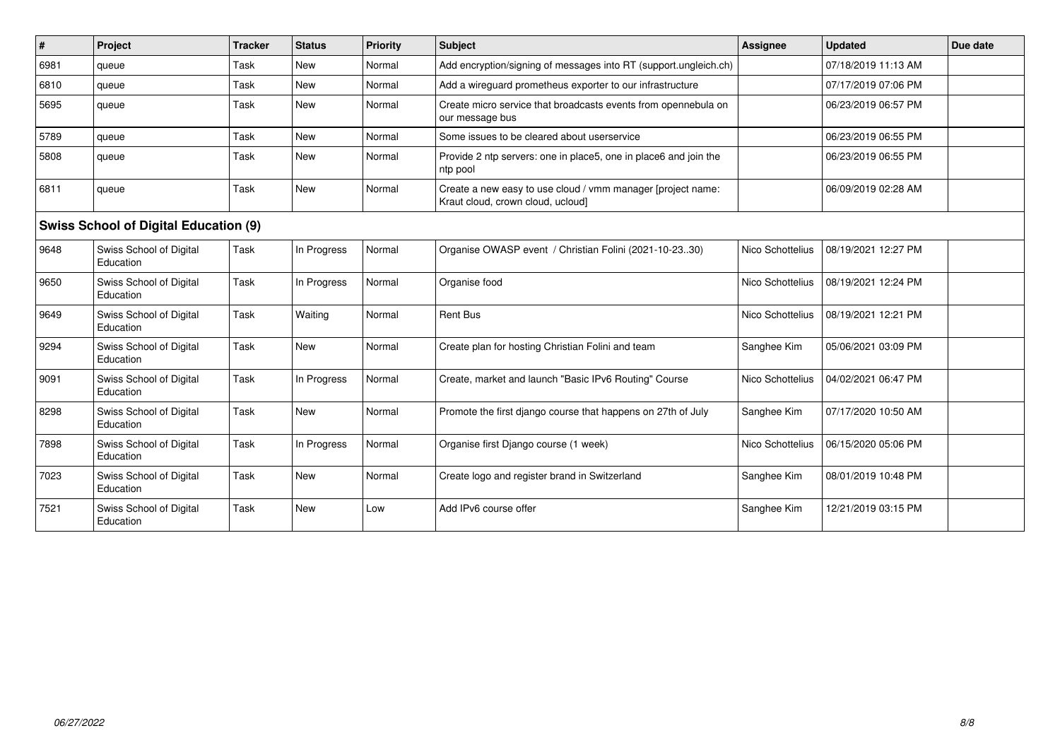| # | Project | Tracker | Status | Priority | Subject | Assignee | Updated | Due date |
|---|---|---|---|---|---|---|---|---|
| 6981 | queue | Task | New | Normal | Add encryption/signing of messages into RT (support.ungleich.ch) | | 07/18/2019 11:13 AM | |
| 6810 | queue | Task | New | Normal | Add a wireguard prometheus exporter to our infrastructure | | 07/17/2019 07:06 PM | |
| 5695 | queue | Task | New | Normal | Create micro service that broadcasts events from opennebula on our message bus | | 06/23/2019 06:57 PM | |
| 5789 | queue | Task | New | Normal | Some issues to be cleared about userservice | | 06/23/2019 06:55 PM | |
| 5808 | queue | Task | New | Normal | Provide 2 ntp servers: one in place5, one in place6 and join the ntp pool | | 06/23/2019 06:55 PM | |
| 6811 | queue | Task | New | Normal | Create a new easy to use cloud / vmm manager [project name: Kraut cloud, crown cloud, ucloud] | | 06/09/2019 02:28 AM | |

## Swiss School of Digital Education (9)

| # | Project | Tracker | Status | Priority | Subject | Assignee | Updated | Due date |
|---|---|---|---|---|---|---|---|---|
| 9648 | Swiss School of Digital Education | Task | In Progress | Normal | Organise OWASP event / Christian Folini (2021-10-23..30) | Nico Schottelius | 08/19/2021 12:27 PM | |
| 9650 | Swiss School of Digital Education | Task | In Progress | Normal | Organise food | Nico Schottelius | 08/19/2021 12:24 PM | |
| 9649 | Swiss School of Digital Education | Task | Waiting | Normal | Rent Bus | Nico Schottelius | 08/19/2021 12:21 PM | |
| 9294 | Swiss School of Digital Education | Task | New | Normal | Create plan for hosting Christian Folini and team | Sanghee Kim | 05/06/2021 03:09 PM | |
| 9091 | Swiss School of Digital Education | Task | In Progress | Normal | Create, market and launch "Basic IPv6 Routing" Course | Nico Schottelius | 04/02/2021 06:47 PM | |
| 8298 | Swiss School of Digital Education | Task | New | Normal | Promote the first django course that happens on 27th of July | Sanghee Kim | 07/17/2020 10:50 AM | |
| 7898 | Swiss School of Digital Education | Task | In Progress | Normal | Organise first Django course (1 week) | Nico Schottelius | 06/15/2020 05:06 PM | |
| 7023 | Swiss School of Digital Education | Task | New | Normal | Create logo and register brand in Switzerland | Sanghee Kim | 08/01/2019 10:48 PM | |
| 7521 | Swiss School of Digital Education | Task | New | Low | Add IPv6 course offer | Sanghee Kim | 12/21/2019 03:15 PM | |